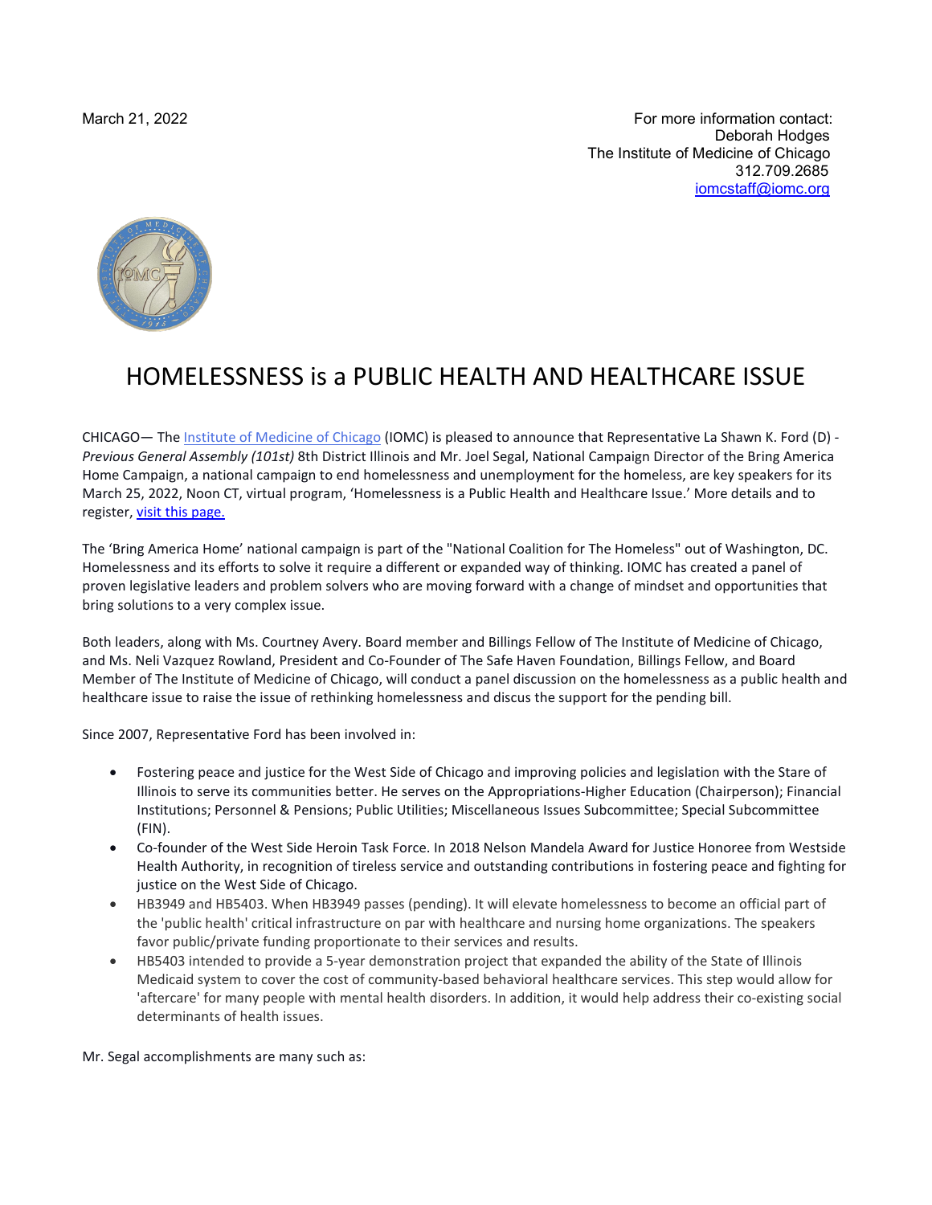March 21, 2022

For more information contact:
Deborah Hodges
The Institute of Medicine of Chicago
312.709.2685
iomcstaff@iomc.org

# HOMELESSNESS is a PUBLIC HEALTH AND HEALTHCARE ISSUE

CHICAGO— The Institute of Medicine of Chicago (IOMC) is pleased to announce that Representative La Shawn K. Ford (D) - *Previous General Assembly (101st)* 8th District Illinois and Mr. Joel Segal, National Campaign Director of the Bring America Home Campaign, a national campaign to end homelessness and unemployment for the homeless, are key speakers for its March 25, 2022, Noon CT, virtual program, 'Homelessness is a Public Health and Healthcare Issue.' More details and to register, visit this page.

The 'Bring America Home' national campaign is part of the "National Coalition for The Homeless" out of Washington, DC. Homelessness and its efforts to solve it require a different or expanded way of thinking. IOMC has created a panel of proven legislative leaders and problem solvers who are moving forward with a change of mindset and opportunities that bring solutions to a very complex issue.

Both leaders, along with Ms. Courtney Avery. Board member and Billings Fellow of The Institute of Medicine of Chicago, and Ms. Neli Vazquez Rowland, President and Co-Founder of The Safe Haven Foundation, Billings Fellow, and Board Member of The Institute of Medicine of Chicago, will conduct a panel discussion on the homelessness as a public health and healthcare issue to raise the issue of rethinking homelessness and discus the support for the pending bill.

Since 2007, Representative Ford has been involved in:

- Fostering peace and justice for the West Side of Chicago and improving policies and legislation with the Stare of Illinois to serve its communities better. He serves on the Appropriations-Higher Education (Chairperson); Financial Institutions; Personnel & Pensions; Public Utilities; Miscellaneous Issues Subcommittee; Special Subcommittee (FIN).
- Co-founder of the West Side Heroin Task Force. In 2018 Nelson Mandela Award for Justice Honoree from Westside Health Authority, in recognition of tireless service and outstanding contributions in fostering peace and fighting for justice on the West Side of Chicago.
- HB3949 and HB5403. When HB3949 passes (pending). It will elevate homelessness to become an official part of the 'public health' critical infrastructure on par with healthcare and nursing home organizations. The speakers favor public/private funding proportionate to their services and results.
- HB5403 intended to provide a 5-year demonstration project that expanded the ability of the State of Illinois Medicaid system to cover the cost of community-based behavioral healthcare services. This step would allow for 'aftercare' for many people with mental health disorders. In addition, it would help address their co-existing social determinants of health issues.

Mr. Segal accomplishments are many such as: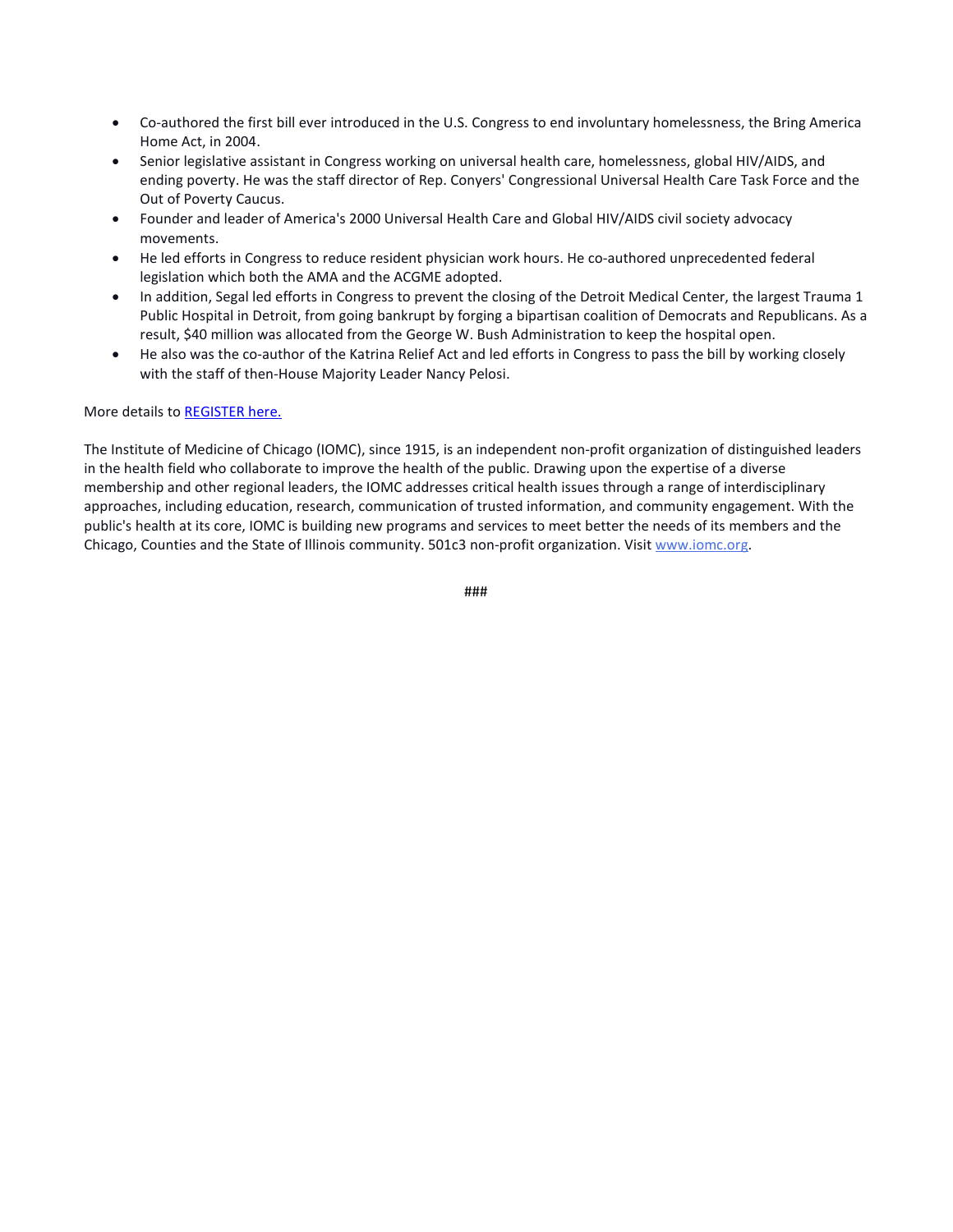- Co-authored the first bill ever introduced in the U.S. Congress to end involuntary homelessness, the Bring America Home Act, in 2004.
- Senior legislative assistant in Congress working on universal health care, homelessness, global HIV/AIDS, and ending poverty. He was the staff director of Rep. Conyers' Congressional Universal Health Care Task Force and the Out of Poverty Caucus.
- Founder and leader of America's 2000 Universal Health Care and Global HIV/AIDS civil society advocacy movements.
- He led efforts in Congress to reduce resident physician work hours. He co-authored unprecedented federal legislation which both the AMA and the ACGME adopted.
- In addition, Segal led efforts in Congress to prevent the closing of the Detroit Medical Center, the largest Trauma 1 Public Hospital in Detroit, from going bankrupt by forging a bipartisan coalition of Democrats and Republicans. As a result, $40 million was allocated from the George W. Bush Administration to keep the hospital open.
- He also was the co-author of the Katrina Relief Act and led efforts in Congress to pass the bill by working closely with the staff of then-House Majority Leader Nancy Pelosi.

More details to [REGISTER here.]()

The Institute of Medicine of Chicago (IOMC), since 1915, is an independent non-profit organization of distinguished leaders in the health field who collaborate to improve the health of the public. Drawing upon the expertise of a diverse membership and other regional leaders, the IOMC addresses critical health issues through a range of interdisciplinary approaches, including education, research, communication of trusted information, and community engagement. With the public's health at its core, IOMC is building new programs and services to meet better the needs of its members and the Chicago, Counties and the State of Illinois community. 501c3 non-profit organization. Visit [www.iomc.org](http://www.iomc.org).

###